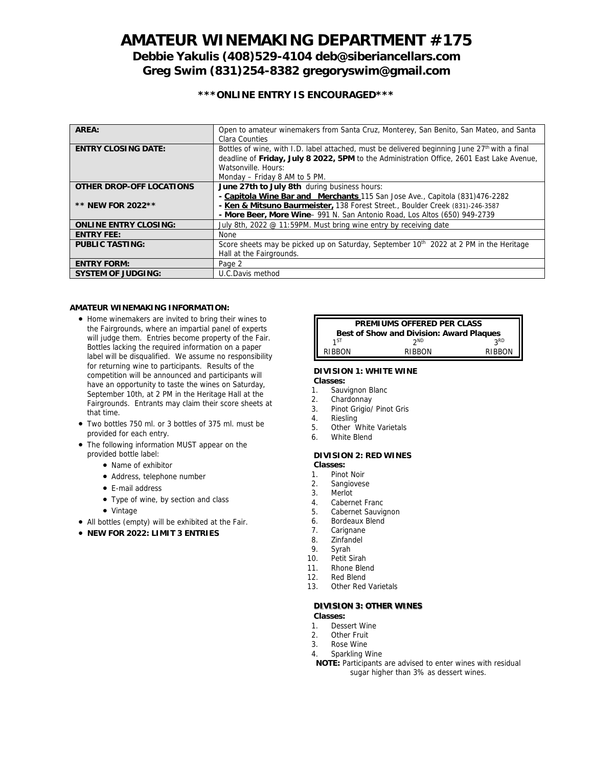# AMATEUR WINEMAKING DEPARTMENT #175

## Debbie Yakulis (408)529-4104 deb@siberiancellars.com
## Greg Swim (831)254-8382 gregoryswim@gmail.com

**\*\*\*ONLINE ENTRY IS ENCOURAGED\*\*\***

| | |
|---|---|
| **AREA:** | Open to amateur winemakers from Santa Cruz, Monterey, San Benito, San Mateo, and Santa Clara Counties |
| **ENTRY CLOSING DATE:** | Bottles of wine, with I.D. label attached, must be delivered beginning June 27th with a final deadline of **Friday, July 8 2022, 5PM** to the Administration Office, 2601 East Lake Avenue, Watsonville. Hours: Monday – Friday 8 AM to 5 PM. |
| **OTHER DROP-OFF LOCATIONS** <br> **\*\* NEW FOR 2022\*\*** | **June 27th to July 8th** during business hours: <br> - **Capitola Wine Bar and Merchants** 115 San Jose Ave., Capitola (831)476-2282 <br> - **Ken & Mitsuno Baurmeister,** 138 Forest Street., Boulder Creek (831)-246-3587 <br> - **More Beer, More Wine**– 991 N. San Antonio Road, Los Altos (650) 949-2739 |
| **ONLINE ENTRY CLOSING:** | July 8th, 2022 @ 11:59PM. Must bring wine entry by receiving date |
| **ENTRY FEE:** | None |
| **PUBLIC TASTING:** | Score sheets may be picked up on Saturday, September 10th 2022 at 2 PM in the Heritage Hall at the Fairgrounds. |
| **ENTRY FORM:** | Page 2 |
| **SYSTEM OF JUDGING:** | U.C.Davis method |

**AMATEUR WINEMAKING INFORMATION:**

- Home winemakers are invited to bring their wines to the Fairgrounds, where an impartial panel of experts will judge them. Entries become property of the Fair. Bottles lacking the required information on a paper label will be disqualified. We assume no responsibility for returning wine to participants. Results of the competition will be announced and participants will have an opportunity to taste the wines on Saturday, September 10th, at 2 PM in the Heritage Hall at the Fairgrounds. Entrants may claim their score sheets at that time.
- Two bottles 750 ml. or 3 bottles of 375 ml. must be provided for each entry.
- The following information MUST appear on the provided bottle label:
  - Name of exhibitor
  - Address, telephone number
  - E-mail address
  - Type of wine, by section and class
  - Vintage
- All bottles (empty) will be exhibited at the Fair.
- **NEW FOR 2022: LIMIT 3 ENTRIES**

| PREMIUMS OFFERED PER CLASS | | |
|---|---|---|
| **Best of Show and Division: Award Plaques** | | |
| 1ST | 2ND | 3RD |
| RIBBON | RIBBON | RIBBON |

**DIVISION 1: WHITE WINE**

**Classes:**

1. Sauvignon Blanc
2. Chardonnay
3. Pinot Grigio/ Pinot Gris
4. Riesling
5. Other White Varietals
6. White Blend

**DIVISION 2: RED WINES**

**Classes:**

1. Pinot Noir
2. Sangiovese
3. Merlot
4. Cabernet Franc
5. Cabernet Sauvignon
6. Bordeaux Blend
7. Carignane
8. Zinfandel
9. Syrah
10. Petit Sirah
11. Rhone Blend
12. Red Blend
13. Other Red Varietals

**DIVISION 3: OTHER WINES**

**Classes:**

1. Dessert Wine
2. Other Fruit
3. Rose Wine
4. Sparkling Wine

**NOTE:** Participants are advised to enter wines with residual sugar higher than 3% as dessert wines.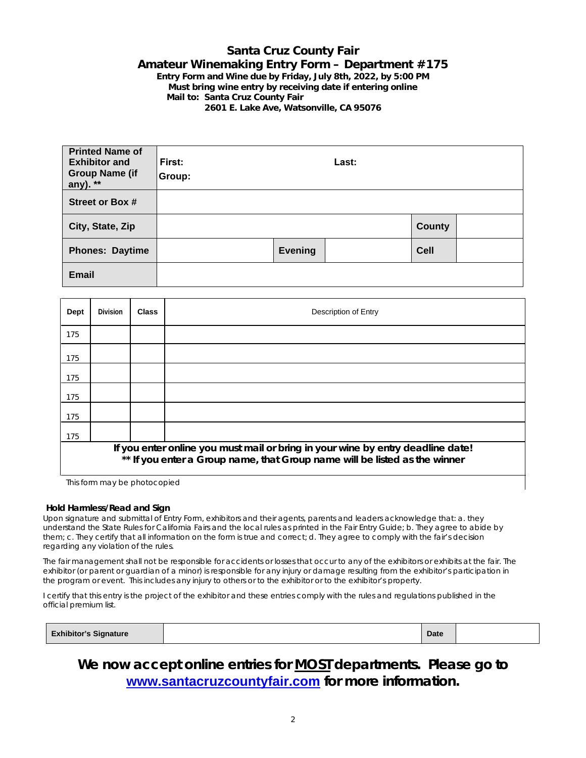# Santa Cruz County Fair

## Amateur Winemaking Entry Form – Department #175

**Entry Form and Wine due by Friday, July 8th, 2022, by 5:00 PM**
**Must bring wine entry by receiving date if entering online**
**Mail to: Santa Cruz County Fair**
**2601 E. Lake Ave, Watsonville, CA 95076**

| | | | | | |
|---|---|---|---|---|---|
| **Printed Name of Exhibitor and Group Name (if any). **** | **First:** **Group:** | | **Last:** | | |
| **Street or Box #** | | | | | |
| **City, State, Zip** | | | | **County** | |
| **Phones: Daytime** | | **Evening** | | **Cell** | |
| **Email** | | | | | |

| Dept | Division | Class | Description of Entry |
|---|---|---|---|
| 175 | | | |
| 175 | | | |
| 175 | | | |
| 175 | | | |
| 175 | | | |
| 175 | | | |

**If you enter online you must mail or bring in your wine by entry deadline date!**
**** If you enter a Group name, that Group name will be listed as the winner**

This form may be photocopied

**Hold Harmless/Read and Sign**

Upon signature and submittal of Entry Form, exhibitors and their agents, parents and leaders acknowledge that: a. they understand the State Rules for California Fairs and the local rules as printed in the Fair Entry Guide; b. They agree to abide by them; c. They certify that all information on the form is true and correct; d. They agree to comply with the fair's decision regarding any violation of the rules.

The fair management shall not be responsible for accidents or losses that occur to any of the exhibitors or exhibits at the fair. The exhibitor (or parent or guardian of a minor) is responsible for any injury or damage resulting from the exhibitor's participation in the program or event. This includes any injury to others or to the exhibitor or to the exhibitor's property.

I certify that this entry is the project of the exhibitor and these entries comply with the rules and regulations published in the official premium list.

| **Exhibitor's Signature** | | **Date** | |
|---|---|---|---|

## We now accept online entries for MOST departments. Please go to www.santacruzcountyfair.com for more information.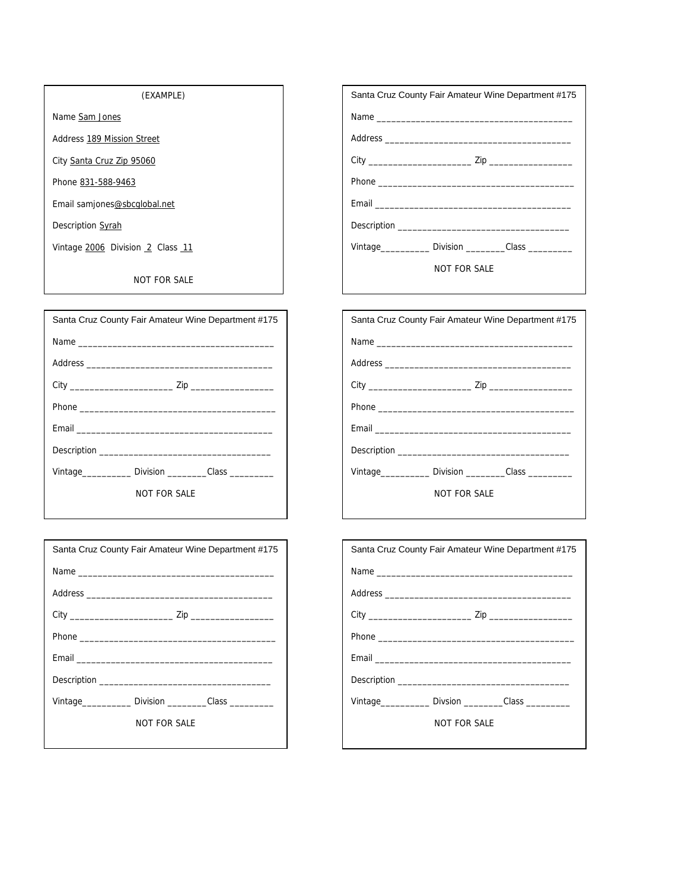(EXAMPLE)

Name Sam Jones

Address 189 Mission Street

City Santa Cruz Zip 95060

Phone 831-588-9463

Email samjones@sbcglobal.net

Description Syrah

Vintage 2006 Division 2 Class 11

NOT FOR SALE

---

Santa Cruz County Fair Amateur Wine Department #175

Name ________________________________________

Address ______________________________________

City _____________________ Zip _________________

Phone ________________________________________

Email ________________________________________

Description ___________________________________

Vintage__________ Division ________Class _________

NOT FOR SALE

---

Santa Cruz County Fair Amateur Wine Department #175

Name ________________________________________

Address ______________________________________

City _____________________ Zip _________________

Phone ________________________________________

Email ________________________________________

Description ___________________________________

Vintage__________ Division ________Class _________

NOT FOR SALE

---

Santa Cruz County Fair Amateur Wine Department #175

Name ________________________________________

Address ______________________________________

City _____________________ Zip _________________

Phone ________________________________________

Email ________________________________________

Description ___________________________________

Vintage__________ Division ________Class _________

NOT FOR SALE

---

Santa Cruz County Fair Amateur Wine Department #175

Name ________________________________________

Address ______________________________________

City _____________________ Zip _________________

Phone ________________________________________

Email ________________________________________

Description ___________________________________

Vintage__________ Division ________Class _________

NOT FOR SALE

---

Santa Cruz County Fair Amateur Wine Department #175

Name ________________________________________

Address ______________________________________

City _____________________ Zip _________________

Phone ________________________________________

Email ________________________________________

Description ___________________________________

Vintage__________ Divsion ________Class _________

NOT FOR SALE